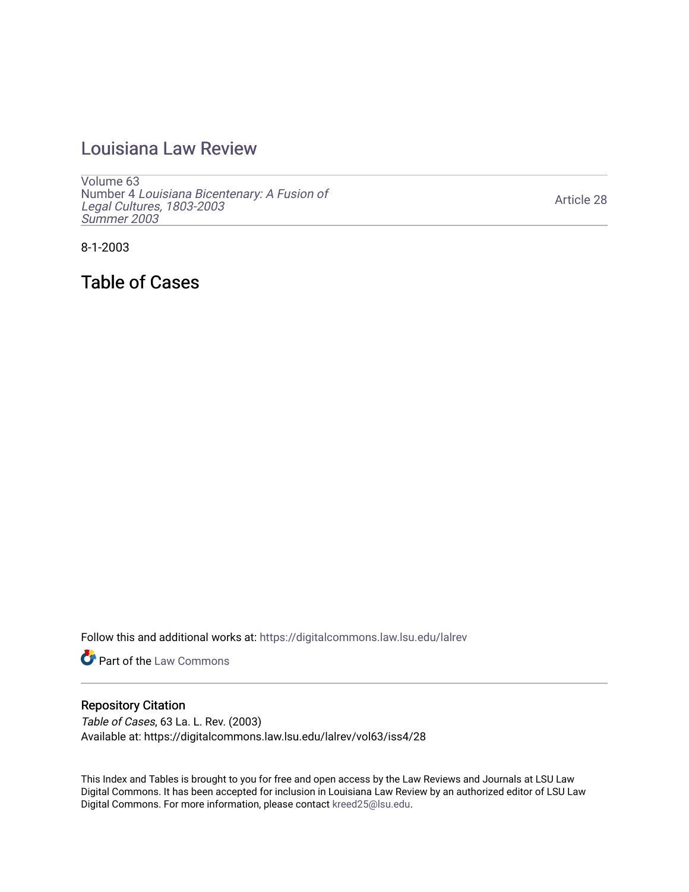# Louisiana Law Review

Volume 63
Number 4 *Louisiana Bicentenary: A Fusion of Legal Cultures, 1803-2003*
*Summer 2003*

Article 28

8-1-2003

## Table of Cases

Follow this and additional works at: https://digitalcommons.law.lsu.edu/lalrev

Part of the Law Commons

### Repository Citation

*Table of Cases*, 63 La. L. Rev. (2003)
Available at: https://digitalcommons.law.lsu.edu/lalrev/vol63/iss4/28

This Index and Tables is brought to you for free and open access by the Law Reviews and Journals at LSU Law Digital Commons. It has been accepted for inclusion in Louisiana Law Review by an authorized editor of LSU Law Digital Commons. For more information, please contact kreed25@lsu.edu.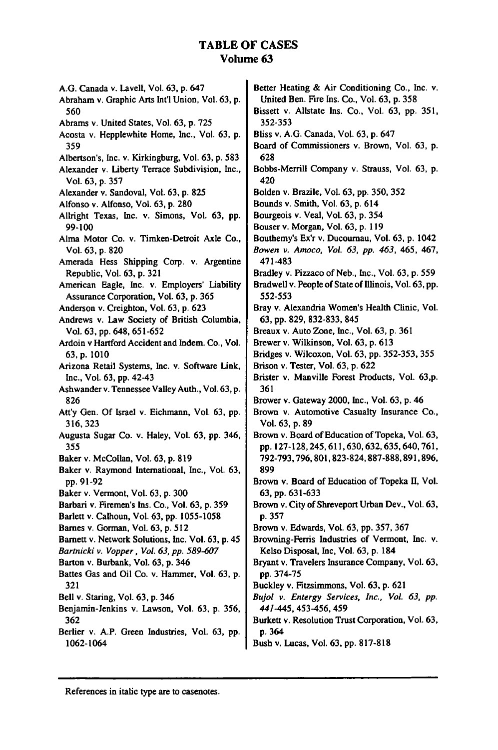# TABLE OF CASES
## Volume 63

A.G. Canada v. Lavell, Vol. 63, p. 647
Abraham v. Graphic Arts Int'l Union, Vol. 63, p. 560
Abrams v. United States, Vol. 63, p. 725
Acosta v. Hepplewhite Home, Inc., Vol. 63, p. 359
Albertson's, Inc. v. Kirkingburg, Vol. 63, p. 583
Alexander v. Liberty Terrace Subdivision, Inc., Vol. 63, p. 357
Alexander v. Sandoval, Vol. 63, p. 825
Alfonso v. Alfonso, Vol. 63, p. 280
Allright Texas, Inc. v. Simons, Vol. 63, pp. 99-100
Alma Motor Co. v. Timken-Detroit Axle Co., Vol. 63, p. 820
Amerada Hess Shipping Corp. v. Argentine Republic, Vol. 63, p. 321
American Eagle, Inc. v. Employers' Liability Assurance Corporation, Vol. 63, p. 365
Anderson v. Creighton, Vol. 63, p. 623
Andrews v. Law Society of British Columbia, Vol. 63, pp. 648, 651-652
Ardoin v Hartford Accident and Indem. Co., Vol. 63, p. 1010
Arizona Retail Systems, Inc. v. Software Link, Inc., Vol. 63, pp. 42-43
Ashwander v. Tennessee Valley Auth., Vol. 63, p. 826
Att'y Gen. Of Israel v. Eichmann, Vol. 63, pp. 316, 323
Augusta Sugar Co. v. Haley, Vol. 63, pp. 346, 355
Baker v. McCollan, Vol. 63, p. 819
Baker v. Raymond International, Inc., Vol. 63, pp. 91-92
Baker v. Vermont, Vol. 63, p. 300
Barbari v. Firemen's Ins. Co., Vol. 63, p. 359
Barlett v. Calhoun, Vol. 63, pp. 1055-1058
Barnes v. Gorman, Vol. 63, p. 512
Barnett v. Network Solutions, Inc. Vol. 63, p. 45
*Bartnicki v. Vopper, Vol. 63, pp. 589-607*
Barton v. Burbank, Vol. 63, p. 346
Battes Gas and Oil Co. v. Hammer, Vol. 63, p. 321
Bell v. Staring, Vol. 63, p. 346
Benjamin-Jenkins v. Lawson, Vol. 63, p. 356, 362
Berlier v. A.P. Green Industries, Vol. 63, pp. 1062-1064
Better Heating & Air Conditioning Co., Inc. v. United Ben. Fire Ins. Co., Vol. 63, p. 358
Bissett v. Allstate Ins. Co., Vol. 63, pp. 351, 352-353
Bliss v. A.G. Canada, Vol. 63, p. 647
Board of Commissioners v. Brown, Vol. 63, p. 628
Bobbs-Merrill Company v. Strauss, Vol. 63, p. 420
Bolden v. Brazile, Vol. 63, pp. 350, 352
Bounds v. Smith, Vol. 63, p. 614
Bourgeois v. Veal, Vol. 63, p. 354
Bouser v. Morgan, Vol. 63, p. 119
Bouthemy's Ex'r v. Ducournau, Vol. 63, p. 1042
*Bowen v. Amoco, Vol. 63, pp. 463*, 465, 467, 471-483
Bradley v. Pizzaco of Neb., Inc., Vol. 63, p. 559
Bradwell v. People of State of Illinois, Vol. 63, pp. 552-553
Bray v. Alexandria Women's Health Clinic, Vol. 63, pp. 829, 832-833, 845
Breaux v. Auto Zone, Inc., Vol. 63, p. 361
Brewer v. Wilkinson, Vol. 63, p. 613
Bridges v. Wilcoxon, Vol. 63, pp. 352-353, 355
Brison v. Tester, Vol. 63, p. 622
Brister v. Manville Forest Products, Vol. 63,p. 361
Brower v. Gateway 2000, Inc., Vol. 63, p. 46
Brown v. Automotive Casualty Insurance Co., Vol. 63, p. 89
Brown v. Board of Education of Topeka, Vol. 63, pp. 127-128, 245, 611, 630, 632, 635, 640, 761, 792-793, 796, 801, 823-824, 887-888, 891, 896, 899
Brown v. Board of Education of Topeka II, Vol. 63, pp. 631-633
Brown v. City of Shreveport Urban Dev., Vol. 63, p. 357
Brown v. Edwards, Vol. 63, pp. 357, 367
Browning-Ferris Industries of Vermont, Inc. v. Kelso Disposal, Inc, Vol. 63, p. 184
Bryant v. Travelers Insurance Company, Vol. 63, pp. 374-75
Buckley v. Fitzsimmons, Vol. 63, p. 621
*Bujol v. Entergy Services, Inc., Vol. 63, pp. 441*-445, 453-456, 459
Burkett v. Resolution Trust Corporation, Vol. 63, p. 364
Bush v. Lucas, Vol. 63, pp. 817-818

References in italic type are to casenotes.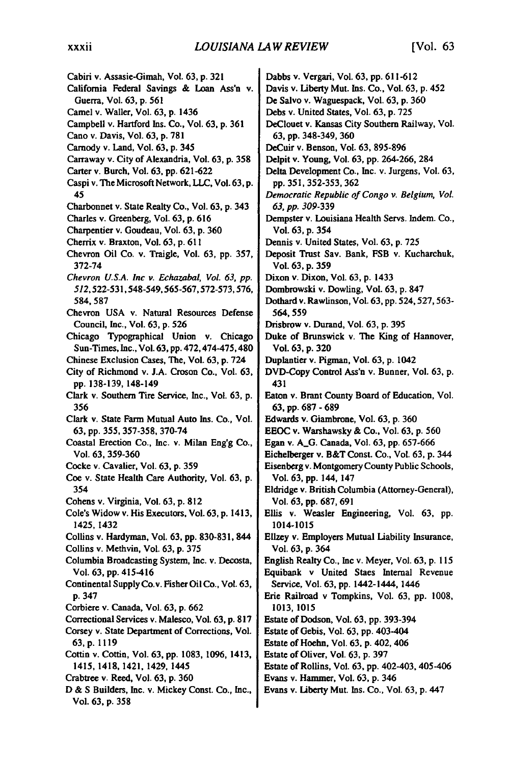Cabiri v. Assasie-Gimah, Vol. 63, p. 321
California Federal Savings & Loan Ass'n v. Guerra, Vol. 63, p. 561
Camel v. Waller, Vol. 63, p. 1436
Campbell v. Hartford Ins. Co., Vol. 63, p. 361
Cano v. Davis, Vol. 63, p. 781
Carnody v. Land, Vol. 63, p. 345
Carraway v. City of Alexandria, Vol. 63, p. 358
Carter v. Burch, Vol. 63, pp. 621-622
Caspi v. The Microsoft Network, LLC, Vol. 63, p. 45
Charbonnet v. State Realty Co., Vol. 63, p. 343
Charles v. Greenberg, Vol. 63, p. 616
Charpentier v. Goudeau, Vol. 63, p. 360
Cherrix v. Braxton, Vol. 63, p. 611
Chevron Oil Co. v. Traigle, Vol. 63, pp. 357, 372-74
*Chevron U.S.A. Inc v. Echazabal, Vol. 63, pp. 512*, 522-531, 548-549, 565-567, 572-573, 576, 584, 587
Chevron USA v. Natural Resources Defense Council, Inc., Vol. 63, p. 526
Chicago Typographical Union v. Chicago Sun-Times, Inc., Vol. 63, pp. 472, 474-475, 480
Chinese Exclusion Cases, The, Vol. 63, p. 724
City of Richmond v. J.A. Croson Co., Vol. 63, pp. 138-139, 148-149
Clark v. Southern Tire Service, Inc., Vol. 63, p. 356
Clark v. State Farm Mutual Auto Ins. Co., Vol. 63, pp. 355, 357-358, 370-74
Coastal Erection Co., Inc. v. Milan Eng'g Co., Vol. 63, 359-360
Cocke v. Cavalier, Vol. 63, p. 359
Coe v. State Health Care Authority, Vol. 63, p. 354
Cohens v. Virginia, Vol. 63, p. 812
Cole's Widow v. His Executors, Vol. 63, p. 1413, 1425, 1432
Collins v. Hardyman, Vol. 63, pp. 830-831, 844
Collins v. Methvin, Vol. 63, p. 375
Columbia Broadcasting System, Inc. v. Decosta, Vol. 63, pp. 415-416
Continental Supply Co. v. Fisher Oil Co., Vol. 63, p. 347
Corbiere v. Canada, Vol. 63, p. 662
Correctional Services v. Malesco, Vol. 63, p. 817
Corsey v. State Department of Corrections, Vol. 63, p. 1119
Cottin v. Cottin, Vol. 63, pp. 1083, 1096, 1413, 1415, 1418, 1421, 1429, 1445
Crabtree v. Reed, Vol. 63, p. 360
D & S Builders, Inc. v. Mickey Const. Co., Inc., Vol. 63, p. 358
Dabbs v. Vergari, Vol. 63, pp. 611-612
Davis v. Liberty Mut. Ins. Co., Vol. 63, p. 452
De Salvo v. Waguespack, Vol. 63, p. 360
Debs v. United States, Vol. 63, p. 725
DeClouet v. Kansas City Southern Railway, Vol. 63, pp. 348-349, 360
DeCuir v. Benson, Vol. 63, 895-896
Delpit v. Young, Vol. 63, pp. 264-266, 284
Delta Development Co., Inc. v. Jurgens, Vol. 63, pp. 351, 352-353, 362
*Democratic Republic of Congo v. Belgium, Vol. 63, pp. 309*-339
Dempster v. Louisiana Health Servs. Indem. Co., Vol. 63, p. 354
Dennis v. United States, Vol. 63, p. 725
Deposit Trust Sav. Bank, FSB v. Kucharchuk, Vol. 63, p. 359
Dixon v. Dixon, Vol. 63, p. 1433
Dombrowski v. Dowling, Vol. 63, p. 847
Dothard v. Rawlinson, Vol. 63, pp. 524, 527, 563-564, 559
Drisbrow v. Durand, Vol. 63, p. 395
Duke of Brunswick v. The King of Hannover, Vol. 63, p. 320
Duplantier v. Pigman, Vol. 63, p. 1042
DVD-Copy Control Ass'n v. Bunner, Vol. 63, p. 431
Eaton v. Brant County Board of Education, Vol. 63, pp. 687 - 689
Edwards v. Giambrone, Vol. 63, p. 360
EEOC v. Warshawsky & Co., Vol. 63, p. 560
Egan v. A_G. Canada, Vol. 63, pp. 657-666
Eichelberger v. B&T Const. Co., Vol. 63, p. 344
Eisenberg v. Montgomery County Public Schools, Vol. 63, pp. 144, 147
Eldridge v. British Columbia (Attorney-General), Vol. 63, pp. 687, 691
Ellis v. Weasler Engineering, Vol. 63, pp. 1014-1015
Ellzey v. Employers Mutual Liability Insurance, Vol. 63, p. 364
English Realty Co., Inc v. Meyer, Vol. 63, p. 115
Equibank v United Staes Internal Revenue Service, Vol. 63, pp. 1442-1444, 1446
Erie Railroad v Tompkins, Vol. 63, pp. 1008, 1013, 1015
Estate of Dodson, Vol. 63, pp. 393-394
Estate of Gebis, Vol. 63, pp. 403-404
Estate of Hoehn, Vol. 63, p. 402, 406
Estate of Oliver, Vol. 63, p. 397
Estate of Rollins, Vol. 63, pp. 402-403, 405-406
Evans v. Hammer, Vol. 63, p. 346
Evans v. Liberty Mut. Ins. Co., Vol. 63, p. 447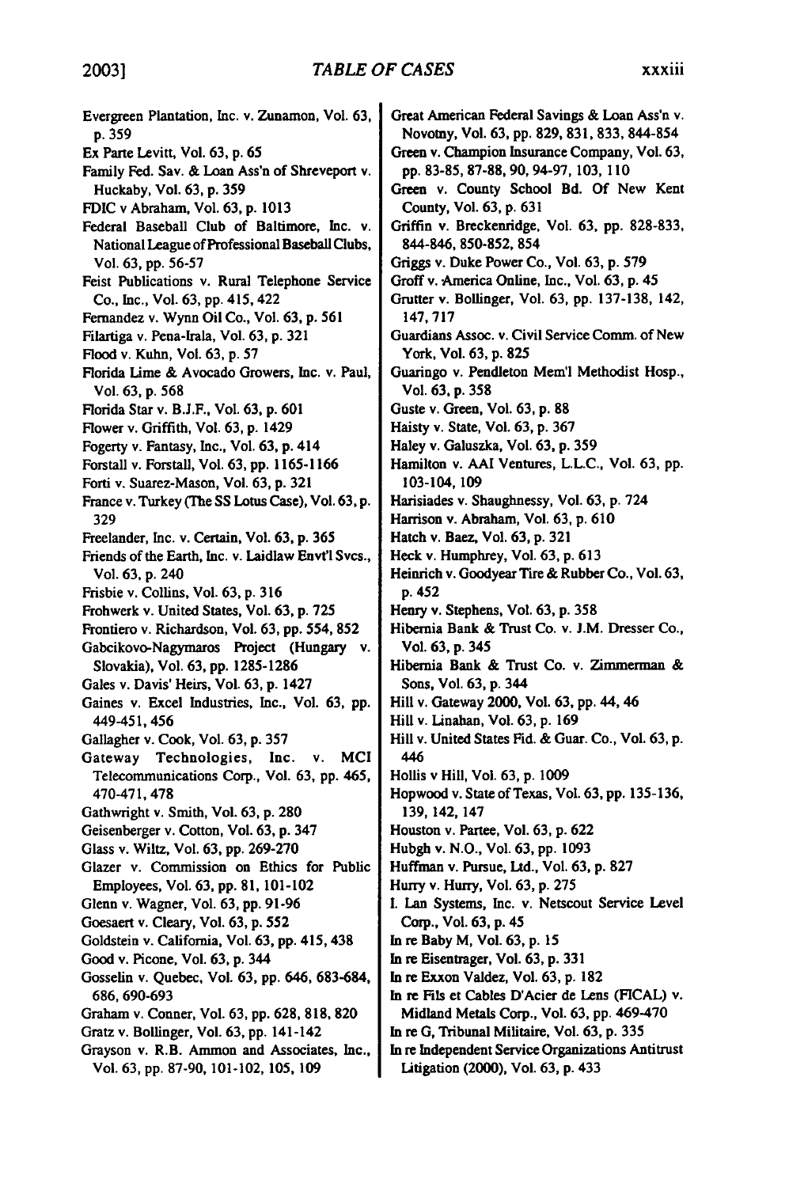Evergreen Plantation, Inc. v. Zunamon, Vol. 63, p. 359

Ex Parte Levitt, Vol. 63, p. 65

Family Fed. Sav. & Loan Ass'n of Shreveport v. Huckaby, Vol. 63, p. 359

FDIC v Abraham, Vol. 63, p. 1013

Federal Baseball Club of Baltimore, Inc. v. National League of Professional Baseball Clubs, Vol. 63, pp. 56-57

Feist Publications v. Rural Telephone Service Co., Inc., Vol. 63, pp. 415, 422

Fernandez v. Wynn Oil Co., Vol. 63, p. 561

Filartiga v. Pena-Irala, Vol. 63, p. 321

Flood v. Kuhn, Vol. 63, p. 57

Florida Lime & Avocado Growers, Inc. v. Paul, Vol. 63, p. 568

Florida Star v. B.J.F., Vol. 63, p. 601

Flower v. Griffith, Vol. 63, p. 1429

Fogerty v. Fantasy, Inc., Vol. 63, p. 414

Forstall v. Forstall, Vol. 63, pp. 1165-1166

Forti v. Suarez-Mason, Vol. 63, p. 321

France v. Turkey (The SS Lotus Case), Vol. 63, p. 329

Freelander, Inc. v. Certain, Vol. 63, p. 365

Friends of the Earth, Inc. v. Laidlaw Envt'l Svcs., Vol. 63, p. 240

Frisbie v. Collins, Vol. 63, p. 316

Frohwerk v. United States, Vol. 63, p. 725

Frontiero v. Richardson, Vol. 63, pp. 554, 852

Gabcikovo-Nagymaros Project (Hungary v. Slovakia), Vol. 63, pp. 1285-1286

Gales v. Davis' Heirs, Vol. 63, p. 1427

Gaines v. Excel Industries, Inc., Vol. 63, pp. 449-451, 456

Gallagher v. Cook, Vol. 63, p. 357

Gateway Technologies, Inc. v. MCI Telecommunications Corp., Vol. 63, pp. 465, 470-471, 478

Gathwright v. Smith, Vol. 63, p. 280

Geisenberger v. Cotton, Vol. 63, p. 347

Glass v. Wiltz, Vol. 63, pp. 269-270

Glazer v. Commission on Ethics for Public Employees, Vol. 63, pp. 81, 101-102

Glenn v. Wagner, Vol. 63, pp. 91-96

Goesaert v. Cleary, Vol. 63, p. 552

Goldstein v. California, Vol. 63, pp. 415, 438

Good v. Picone, Vol. 63, p. 344

Gosselin v. Quebec, Vol. 63, pp. 646, 683-684, 686, 690-693

Graham v. Conner, Vol. 63, pp. 628, 818, 820

Gratz v. Bollinger, Vol. 63, pp. 141-142

Grayson v. R.B. Ammon and Associates, Inc., Vol. 63, pp. 87-90, 101-102, 105, 109

Great American Federal Savings & Loan Ass'n v. Novotny, Vol. 63, pp. 829, 831, 833, 844-854

Green v. Champion Insurance Company, Vol. 63, pp. 83-85, 87-88, 90, 94-97, 103, 110

Green v. County School Bd. Of New Kent County, Vol. 63, p. 631

Griffin v. Breckenridge, Vol. 63, pp. 828-833, 844-846, 850-852, 854

Griggs v. Duke Power Co., Vol. 63, p. 579

Groff v. America Online, Inc., Vol. 63, p. 45

Grutter v. Bollinger, Vol. 63, pp. 137-138, 142, 147, 717

Guardians Assoc. v. Civil Service Comm. of New York, Vol. 63, p. 825

Guaringo v. Pendleton Mem'l Methodist Hosp., Vol. 63, p. 358

Guste v. Green, Vol. 63, p. 88

Haisty v. State, Vol. 63, p. 367

Haley v. Galuszka, Vol. 63, p. 359

Hamilton v. AAI Ventures, L.L.C., Vol. 63, pp. 103-104, 109

Harisiades v. Shaughnessy, Vol. 63, p. 724

Harrison v. Abraham, Vol. 63, p. 610

Hatch v. Baez, Vol. 63, p. 321

Heck v. Humphrey, Vol. 63, p. 613

Heinrich v. Goodyear Tire & Rubber Co., Vol. 63, p. 452

Henry v. Stephens, Vol. 63, p. 358

Hibernia Bank & Trust Co. v. J.M. Dresser Co., Vol. 63, p. 345

Hibernia Bank & Trust Co. v. Zimmerman & Sons, Vol. 63, p. 344

Hill v. Gateway 2000, Vol. 63, pp. 44, 46

Hill v. Linahan, Vol. 63, p. 169

Hill v. United States Fid. & Guar. Co., Vol. 63, p. 446

Hollis v Hill, Vol. 63, p. 1009

Hopwood v. State of Texas, Vol. 63, pp. 135-136, 139, 142, 147

Houston v. Partee, Vol. 63, p. 622

Hubgh v. N.O., Vol. 63, pp. 1093

Huffman v. Pursue, Ltd., Vol. 63, p. 827

Hurry v. Hurry, Vol. 63, p. 275

I. Lan Systems, Inc. v. Netscout Service Level Corp., Vol. 63, p. 45

In re Baby M, Vol. 63, p. 15

In re Eisentrager, Vol. 63, p. 331

In re Exxon Valdez, Vol. 63, p. 182

In re Fils et Cables D'Acier de Lens (FICAL) v. Midland Metals Corp., Vol. 63, pp. 469-470

In re G, Tribunal Militaire, Vol. 63, p. 335

In re Independent Service Organizations Antitrust Litigation (2000), Vol. 63, p. 433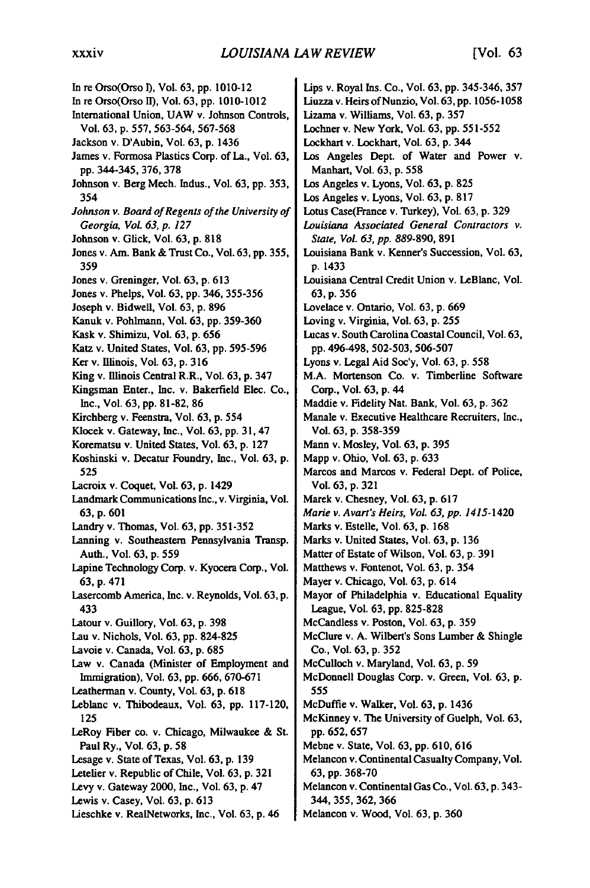In re Orso(Orso I), Vol. 63, pp. 1010-12

In re Orso(Orso II), Vol. 63, pp. 1010-1012

International Union, UAW v. Johnson Controls, Vol. 63, p. 557, 563-564, 567-568

Jackson v. D'Aubin, Vol. 63, p. 1436

James v. Formosa Plastics Corp. of La., Vol. 63, pp. 344-345, 376, 378

Johnson v. Berg Mech. Indus., Vol. 63, pp. 353, 354

*Johnson v. Board of Regents of the University of Georgia, Vol. 63, p. 127*

Johnson v. Glick, Vol. 63, p. 818

Jones v. Am. Bank & Trust Co., Vol. 63, pp. 355, 359

Jones v. Greninger, Vol. 63, p. 613

Jones v. Phelps, Vol. 63, pp. 346, 355-356

Joseph v. Bidwell, Vol. 63, p. 896

Kanuk v. Pohlmann, Vol. 63, pp. 359-360

Kask v. Shimizu, Vol. 63, p. 656

Katz v. United States, Vol. 63, pp. 595-596

Ker v. Illinois, Vol. 63, p. 316

King v. Illinois Central R.R., Vol. 63, p. 347

Kingsman Enter., Inc. v. Bakerfield Elec. Co., Inc., Vol. 63, pp. 81-82, 86

Kirchberg v. Feenstra, Vol. 63, p. 554

Klocek v. Gateway, Inc., Vol. 63, pp. 31, 47

Korematsu v. United States, Vol. 63, p. 127

Koshinski v. Decatur Foundry, Inc., Vol. 63, p. 525

Lacroix v. Coquet, Vol. 63, p. 1429

Landmark Communications Inc., v. Virginia, Vol. 63, p. 601

Landry v. Thomas, Vol. 63, pp. 351-352

Lanning v. Southeastern Pennsylvania Transp. Auth., Vol. 63, p. 559

Lapine Technology Corp. v. Kyocera Corp., Vol. 63, p. 471

Lasercomb America, Inc. v. Reynolds, Vol. 63, p. 433

Latour v. Guillory, Vol. 63, p. 398

Lau v. Nichols, Vol. 63, pp. 824-825

Lavoie v. Canada, Vol. 63, p. 685

Law v. Canada (Minister of Employment and Immigration), Vol. 63, pp. 666, 670-671

Leatherman v. County, Vol. 63, p. 618

Leblanc v. Thibodeaux, Vol. 63, pp. 117-120, 125

LeRoy Fiber co. v. Chicago, Milwaukee & St. Paul Ry., Vol. 63, p. 58

Lesage v. State of Texas, Vol. 63, p. 139

Letelier v. Republic of Chile, Vol. 63, p. 321

Levy v. Gateway 2000, Inc., Vol. 63, p. 47

Lewis v. Casey, Vol. 63, p. 613

Lieschke v. RealNetworks, Inc., Vol. 63, p. 46

Lips v. Royal Ins. Co., Vol. 63, pp. 345-346, 357

Liuzza v. Heirs of Nunzio, Vol. 63, pp. 1056-1058

Lizama v. Williams, Vol. 63, p. 357

Lochner v. New York, Vol. 63, pp. 551-552

Lockhart v. Lockhart, Vol. 63, p. 344

Los Angeles Dept. of Water and Power v. Manhart, Vol. 63, p. 558

Los Angeles v. Lyons, Vol. 63, p. 825

Los Angeles v. Lyons, Vol. 63, p. 817

Lotus Case(France v. Turkey), Vol. 63, p. 329

*Louisiana Associated General Contractors v. State, Vol. 63, pp. 889*-890, 891

Louisiana Bank v. Kenner's Succession, Vol. 63, p. 1433

Louisiana Central Credit Union v. LeBlanc, Vol. 63, p. 356

Lovelace v. Ontario, Vol. 63, p. 669

Loving v. Virginia, Vol. 63, p. 255

Lucas v. South Carolina Coastal Council, Vol. 63, pp. 496-498, 502-503, 506-507

Lyons v. Legal Aid Soc'y, Vol. 63, p. 558

M.A. Mortenson Co. v. Timberline Software Corp., Vol. 63, p. 44

Maddie v. Fidelity Nat. Bank, Vol. 63, p. 362

Manale v. Executive Healthcare Recruiters, Inc., Vol. 63, p. 358-359

Mann v. Mosley, Vol. 63, p. 395

Mapp v. Ohio, Vol. 63, p. 633

Marcos and Marcos v. Federal Dept. of Police, Vol. 63, p. 321

Marek v. Chesney, Vol. 63, p. 617

*Marie v. Avart's Heirs, Vol. 63, pp. 1415*-1420

Marks v. Estelle, Vol. 63, p. 168

Marks v. United States, Vol. 63, p. 136

Matter of Estate of Wilson, Vol. 63, p. 391

Matthews v. Fontenot, Vol. 63, p. 354

Mayer v. Chicago, Vol. 63, p. 614

Mayor of Philadelphia v. Educational Equality League, Vol. 63, pp. 825-828

McCandless v. Poston, Vol. 63, p. 359

McClure v. A. Wilbert's Sons Lumber & Shingle Co., Vol. 63, p. 352

McCulloch v. Maryland, Vol. 63, p. 59

McDonnell Douglas Corp. v. Green, Vol. 63, p. 555

McDuffie v. Walker, Vol. 63, p. 1436

McKinney v. The University of Guelph, Vol. 63, pp. 652, 657

Mebne v. State, Vol. 63, pp. 610, 616

Melancon v. Continental Casualty Company, Vol. 63, pp. 368-70

Melancon v. Continental Gas Co., Vol. 63, p. 343-344, 355, 362, 366

Melancon v. Wood, Vol. 63, p. 360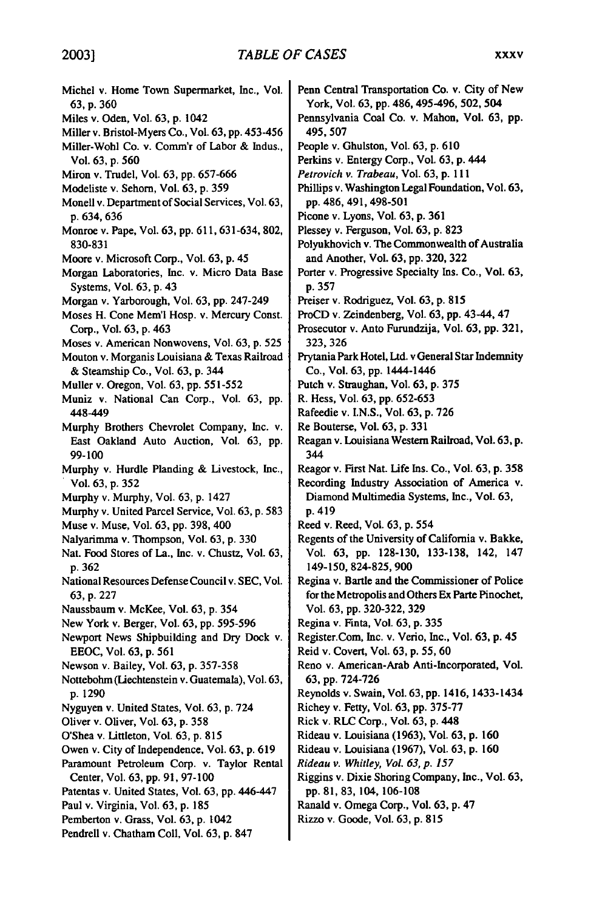Michel v. Home Town Supermarket, Inc., Vol. 63, p. 360

Miles v. Oden, Vol. 63, p. 1042

Miller v. Bristol-Myers Co., Vol. 63, pp. 453-456

Miller-Wohl Co. v. Comm'r of Labor & Indus., Vol. 63, p. 560

Miron v. Trudel, Vol. 63, pp. 657-666

Modeliste v. Sehorn, Vol. 63, p. 359

Monell v. Department of Social Services, Vol. 63, p. 634, 636

Monroe v. Pape, Vol. 63, pp. 611, 631-634, 802, 830-831

Moore v. Microsoft Corp., Vol. 63, p. 45

Morgan Laboratories, Inc. v. Micro Data Base Systems, Vol. 63, p. 43

Morgan v. Yarborough, Vol. 63, pp. 247-249

Moses H. Cone Mem'l Hosp. v. Mercury Const. Corp., Vol. 63, p. 463

Moses v. American Nonwovens, Vol. 63, p. 525

Mouton v. Morganis Louisiana & Texas Railroad & Steamship Co., Vol. 63, p. 344

Muller v. Oregon, Vol. 63, pp. 551-552

Muniz v. National Can Corp., Vol. 63, pp. 448-449

Murphy Brothers Chevrolet Company, Inc. v. East Oakland Auto Auction, Vol. 63, pp. 99-100

Murphy v. Hurdle Planding & Livestock, Inc., Vol. 63, p. 352

Murphy v. Murphy, Vol. 63, p. 1427

Murphy v. United Parcel Service, Vol. 63, p. 583

Muse v. Muse, Vol. 63, pp. 398, 400

Nalyarimma v. Thompson, Vol. 63, p. 330

Nat. Food Stores of La., Inc. v. Chustz, Vol. 63, p. 362

National Resources Defense Council v. SEC, Vol. 63, p. 227

Naussbaum v. McKee, Vol. 63, p. 354

New York v. Berger, Vol. 63, pp. 595-596

Newport News Shipbuilding and Dry Dock v. EEOC, Vol. 63, p. 561

Newson v. Bailey, Vol. 63, p. 357-358

Nottebohm (Liechtenstein v. Guatemala), Vol. 63, p. 1290

Nyguyen v. United States, Vol. 63, p. 724

Oliver v. Oliver, Vol. 63, p. 358

O'Shea v. Littleton, Vol. 63, p. 815

Owen v. City of Independence, Vol. 63, p. 619

Paramount Petroleum Corp. v. Taylor Rental Center, Vol. 63, pp. 91, 97-100

Patentas v. United States, Vol. 63, pp. 446-447

Paul v. Virginia, Vol. 63, p. 185

Pemberton v. Grass, Vol. 63, p. 1042

Pendrell v. Chatham Coll, Vol. 63, p. 847

Penn Central Transportation Co. v. City of New York, Vol. 63, pp. 486, 495-496, 502, 504

Pennsylvania Coal Co. v. Mahon, Vol. 63, pp. 495, 507

People v. Ghulston, Vol. 63, p. 610

Perkins v. Entergy Corp., Vol. 63, p. 444

*Petrovich v. Trabeau*, Vol. 63, p. 111

Phillips v. Washington Legal Foundation, Vol. 63, pp. 486, 491, 498-501

Picone v. Lyons, Vol. 63, p. 361

Plessey v. Ferguson, Vol. 63, p. 823

Polyukhovich v. The Commonwealth of Australia and Another, Vol. 63, pp. 320, 322

Porter v. Progressive Specialty Ins. Co., Vol. 63, p. 357

Preiser v. Rodriguez, Vol. 63, p. 815

ProCD v. Zeindenberg, Vol. 63, pp. 43-44, 47

Prosecutor v. Anto Furundzija, Vol. 63, pp. 321, 323, 326

Prytania Park Hotel, Ltd. v General Star Indemnity Co., Vol. 63, pp. 1444-1446

Putch v. Straughan, Vol. 63, p. 375

R. Hess, Vol. 63, pp. 652-653

Rafeedie v. I.N.S., Vol. 63, p. 726

Re Bouterse, Vol. 63, p. 331

Reagan v. Louisiana Western Railroad, Vol. 63, p. 344

Reagor v. First Nat. Life Ins. Co., Vol. 63, p. 358

Recording Industry Association of America v. Diamond Multimedia Systems, Inc., Vol. 63, p. 419

Reed v. Reed, Vol. 63, p. 554

Regents of the University of California v. Bakke, Vol. 63, pp. 128-130, 133-138, 142, 147 149-150, 824-825, 900

Regina v. Bartle and the Commissioner of Police for the Metropolis and Others Ex Parte Pinochet, Vol. 63, pp. 320-322, 329

Regina v. Finta, Vol. 63, p. 335

Register.Com, Inc. v. Verio, Inc., Vol. 63, p. 45

Reid v. Covert, Vol. 63, p. 55, 60

Reno v. American-Arab Anti-Incorporated, Vol. 63, pp. 724-726

Reynolds v. Swain, Vol. 63, pp. 1416, 1433-1434

Richey v. Fetty, Vol. 63, pp. 375-77

Rick v. RLC Corp., Vol. 63, p. 448

Rideau v. Louisiana (1963), Vol. 63, p. 160

Rideau v. Louisiana (1967), Vol. 63, p. 160

*Rideau v. Whitley, Vol. 63, p. 157*

Riggins v. Dixie Shoring Company, Inc., Vol. 63, pp. 81, 83, 104, 106-108

Ranald v. Omega Corp., Vol. 63, p. 47

Rizzo v. Goode, Vol. 63, p. 815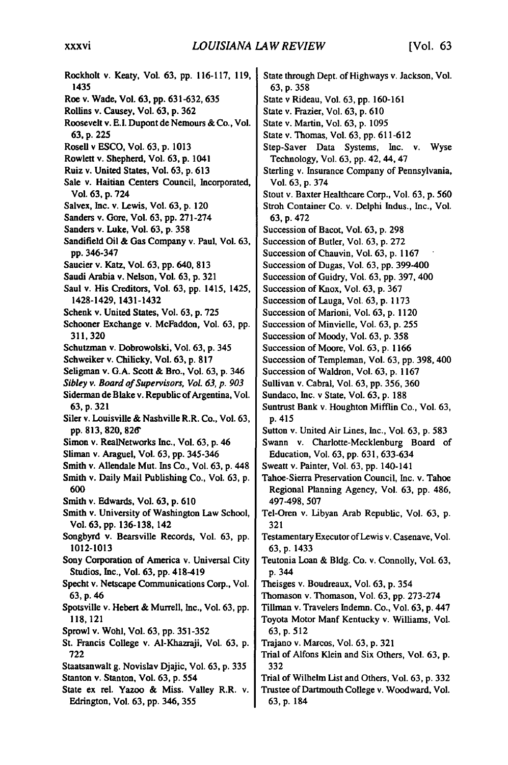Rockholt v. Keaty, Vol. 63, pp. 116-117, 119, 1435

Roe v. Wade, Vol. 63, pp. 631-632, 635

Rollins v. Causey, Vol. 63, p. 362

Roosevelt v. E.I. Dupont de Nemours & Co., Vol. 63, p. 225

Rosell v ESCO, Vol. 63, p. 1013

Rowlett v. Shepherd, Vol. 63, p. 1041

Ruiz v. United States, Vol. 63, p. 613

Sale v. Haitian Centers Council, Incorporated, Vol. 63, p. 724

Salvex, Inc. v. Lewis, Vol. 63, p. 120

Sanders v. Gore, Vol. 63, pp. 271-274

Sanders v. Luke, Vol. 63, p. 358

Sandifield Oil & Gas Company v. Paul, Vol. 63, pp. 346-347

Saucier v. Katz, Vol. 63, pp. 640, 813

Saudi Arabia v. Nelson, Vol. 63, p. 321

Saul v. His Creditors, Vol. 63, pp. 1415, 1425, 1428-1429, 1431-1432

Schenk v. United States, Vol. 63, p. 725

Schooner Exchange v. McFaddon, Vol. 63, pp. 311, 320

Schutzman v. Dobrowolski, Vol. 63, p. 345

Schweiker v. Chilicky, Vol. 63, p. 817

Seligman v. G.A. Scott & Bro., Vol. 63, p. 346

*Sibley v. Board of Supervisors, Vol. 63, p. 903*

Siderman de Blake v. Republic of Argentina, Vol. 63, p. 321

Siler v. Louisville & Nashville R.R. Co., Vol. 63, pp. 813, 820, 826

Simon v. RealNetworks Inc., Vol. 63, p. 46

Sliman v. Araguel, Vol. 63, pp. 345-346

Smith v. Allendale Mut. Ins Co., Vol. 63, p. 448

Smith v. Daily Mail Publishing Co., Vol. 63, p. 600

Smith v. Edwards, Vol. 63, p. 610

Smith v. University of Washington Law School, Vol. 63, pp. 136-138, 142

Songbyrd v. Bearsville Records, Vol. 63, pp. 1012-1013

Sony Corporation of America v. Universal City Studios, Inc., Vol. 63, pp. 418-419

Specht v. Netscape Communications Corp., Vol. 63, p. 46

Spotsville v. Hebert & Murrell, Inc., Vol. 63, pp. 118, 121

Sprowl v. Wohl, Vol. 63, pp. 351-352

St. Francis College v. Al-Khazraji, Vol. 63, p. 722

Staatsanwalt g. Novislav Djajic, Vol. 63, p. 335

Stanton v. Stanton, Vol. 63, p. 554

State ex rel. Yazoo & Miss. Valley R.R. v. Edrington, Vol. 63, pp. 346, 355

State through Dept. of Highways v. Jackson, Vol. 63, p. 358

State v Rideau, Vol. 63, pp. 160-161

State v. Frazier, Vol. 63, p. 610

State v. Martin, Vol. 63, p. 1095

State v. Thomas, Vol. 63, pp. 611-612

Step-Saver Data Systems, Inc. v. Wyse Technology, Vol. 63, pp. 42, 44, 47

Sterling v. Insurance Company of Pennsylvania, Vol. 63, p. 374

Stout v. Baxter Healthcare Corp., Vol. 63, p. 560

Stroh Container Co. v. Delphi Indus., Inc., Vol. 63, p. 472

Succession of Bacot, Vol. 63, p. 298

Succession of Butler, Vol. 63, p. 272

Succession of Chauvin, Vol. 63, p. 1167

Succession of Dugas, Vol. 63, pp. 399-400

Succession of Guidry, Vol. 63, pp. 397, 400

Succession of Knox, Vol. 63, p. 367

Succession of Lauga, Vol. 63, p. 1173

Succession of Marioni, Vol. 63, p. 1120

Succession of Minvielle, Vol. 63, p. 255

Succession of Moody, Vol. 63, p. 358

Succession of Moore, Vol. 63, p. 1166

Succession of Templeman, Vol. 63, pp. 398, 400

Succession of Waldron, Vol. 63, p. 1167

Sullivan v. Cabral, Vol. 63, pp. 356, 360

Sundaco, Inc. v State, Vol. 63, p. 188

Suntrust Bank v. Houghton Mifflin Co., Vol. 63, p. 415

Sutton v. United Air Lines, Inc., Vol. 63, p. 583

Swann v. Charlotte-Mecklenburg Board of Education, Vol. 63, pp. 631, 633-634

Sweatt v. Painter, Vol. 63, pp. 140-141

Tahoe-Sierra Preservation Council, Inc. v. Tahoe Regional Planning Agency, Vol. 63, pp. 486, 497-498, 507

Tel-Oren v. Libyan Arab Republic, Vol. 63, p. 321

Testamentary Executor of Lewis v. Casenave, Vol. 63, p. 1433

Teutonia Loan & Bldg. Co. v. Connolly, Vol. 63, p. 344

Theisges v. Boudreaux, Vol. 63, p. 354

Thomason v. Thomason, Vol. 63, pp. 273-274

Tillman v. Travelers Indemn. Co., Vol. 63, p. 447

Toyota Motor Manf Kentucky v. Williams, Vol. 63, p. 512

Trajano v. Marcos, Vol. 63, p. 321

Trial of Alfons Klein and Six Others, Vol. 63, p. 332

Trial of Wilhelm List and Others, Vol. 63, p. 332

Trustee of Dartmouth College v. Woodward, Vol. 63, p. 184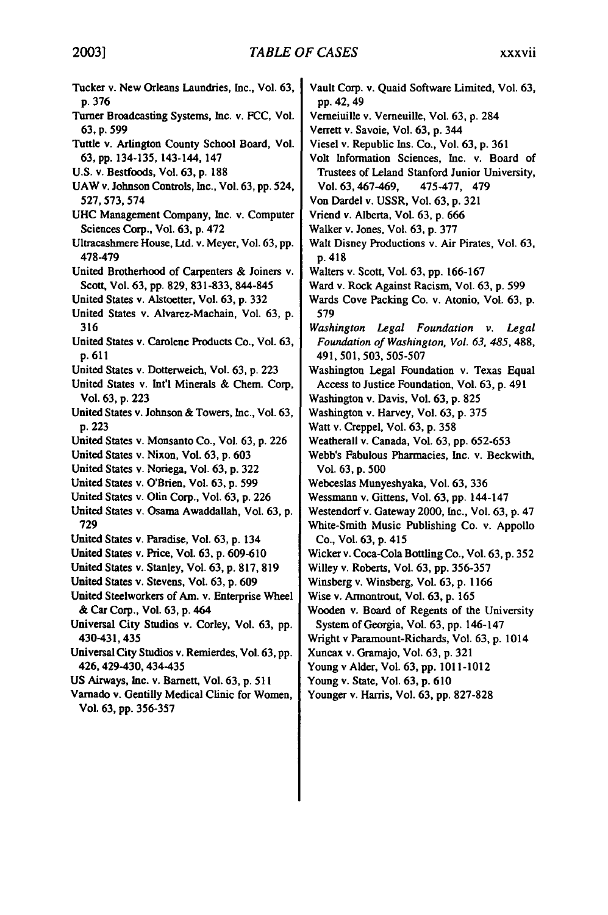Tucker v. New Orleans Laundries, Inc., Vol. 63, p. 376

Turner Broadcasting Systems, Inc. v. FCC, Vol. 63, p. 599

Tuttle v. Arlington County School Board, Vol. 63, pp. 134-135, 143-144, 147

U.S. v. Bestfoods, Vol. 63, p. 188

UAW v. Johnson Controls, Inc., Vol. 63, pp. 524, 527, 573, 574

UHC Management Company, Inc. v. Computer Sciences Corp., Vol. 63, p. 472

Ultracashmere House, Ltd. v. Meyer, Vol. 63, pp. 478-479

United Brotherhood of Carpenters & Joiners v. Scott, Vol. 63, pp. 829, 831-833, 844-845

United States v. Alstoetter, Vol. 63, p. 332

United States v. Alvarez-Machain, Vol. 63, p. 316

United States v. Carolene Products Co., Vol. 63, p. 611

United States v. Dotterweich, Vol. 63, p. 223

United States v. Int'l Minerals & Chem. Corp, Vol. 63, p. 223

United States v. Johnson & Towers, Inc., Vol. 63, p. 223

United States v. Monsanto Co., Vol. 63, p. 226

United States v. Nixon, Vol. 63, p. 603

United States v. Noriega, Vol. 63, p. 322

United States v. O'Brien, Vol. 63, p. 599

United States v. Olin Corp., Vol. 63, p. 226

United States v. Osama Awaddallah, Vol. 63, p. 729

United States v. Paradise, Vol. 63, p. 134

United States v. Price, Vol. 63, p. 609-610

United States v. Stanley, Vol. 63, p. 817, 819

United States v. Stevens, Vol. 63, p. 609

United Steelworkers of Am. v. Enterprise Wheel & Car Corp., Vol. 63, p. 464

Universal City Studios v. Corley, Vol. 63, pp. 430-431, 435

Universal City Studios v. Remierdes, Vol. 63, pp. 426, 429-430, 434-435

US Airways, Inc. v. Barnett, Vol. 63, p. 511

Varnado v. Gentilly Medical Clinic for Women, Vol. 63, pp. 356-357

Vault Corp. v. Quaid Software Limited, Vol. 63, pp. 42, 49

Verneiuille v. Verneuille, Vol. 63, p. 284

Verrett v. Savoie, Vol. 63, p. 344

Viesel v. Republic Ins. Co., Vol. 63, p. 361

Volt Information Sciences, Inc. v. Board of Trustees of Leland Stanford Junior University, Vol. 63, 467-469, 475-477, 479

Von Dardel v. USSR, Vol. 63, p. 321

Vriend v. Alberta, Vol. 63, p. 666

Walker v. Jones, Vol. 63, p. 377

Walt Disney Productions v. Air Pirates, Vol. 63, p. 418

Walters v. Scott, Vol. 63, pp. 166-167

Ward v. Rock Against Racism, Vol. 63, p. 599

Wards Cove Packing Co. v. Atonio, Vol. 63, p. 579

*Washington Legal Foundation v. Legal Foundation of Washington, Vol. 63, 485*, 488, 491, 501, 503, 505-507

Washington Legal Foundation v. Texas Equal Access to Justice Foundation, Vol. 63, p. 491

Washington v. Davis, Vol. 63, p. 825

Washington v. Harvey, Vol. 63, p. 375

Watt v. Creppel, Vol. 63, p. 358

Weatherall v. Canada, Vol. 63, pp. 652-653

Webb's Fabulous Pharmacies, Inc. v. Beckwith, Vol. 63, p. 500

Webceslas Munyeshyaka, Vol. 63, 336

Wessmann v. Gittens, Vol. 63, pp. 144-147

Westendorf v. Gateway 2000, Inc., Vol. 63, p. 47

White-Smith Music Publishing Co. v. Appollo Co., Vol. 63, p. 415

Wicker v. Coca-Cola Bottling Co., Vol. 63, p. 352

Willey v. Roberts, Vol. 63, pp. 356-357

Winsberg v. Winsberg, Vol. 63, p. 1166

Wise v. Armontrout, Vol. 63, p. 165

Wooden v. Board of Regents of the University System of Georgia, Vol. 63, pp. 146-147

Wright v Paramount-Richards, Vol. 63, p. 1014

Xuncax v. Gramajo, Vol. 63, p. 321

Young v Alder, Vol. 63, pp. 1011-1012

Young v. State, Vol. 63, p. 610

Younger v. Harris, Vol. 63, pp. 827-828